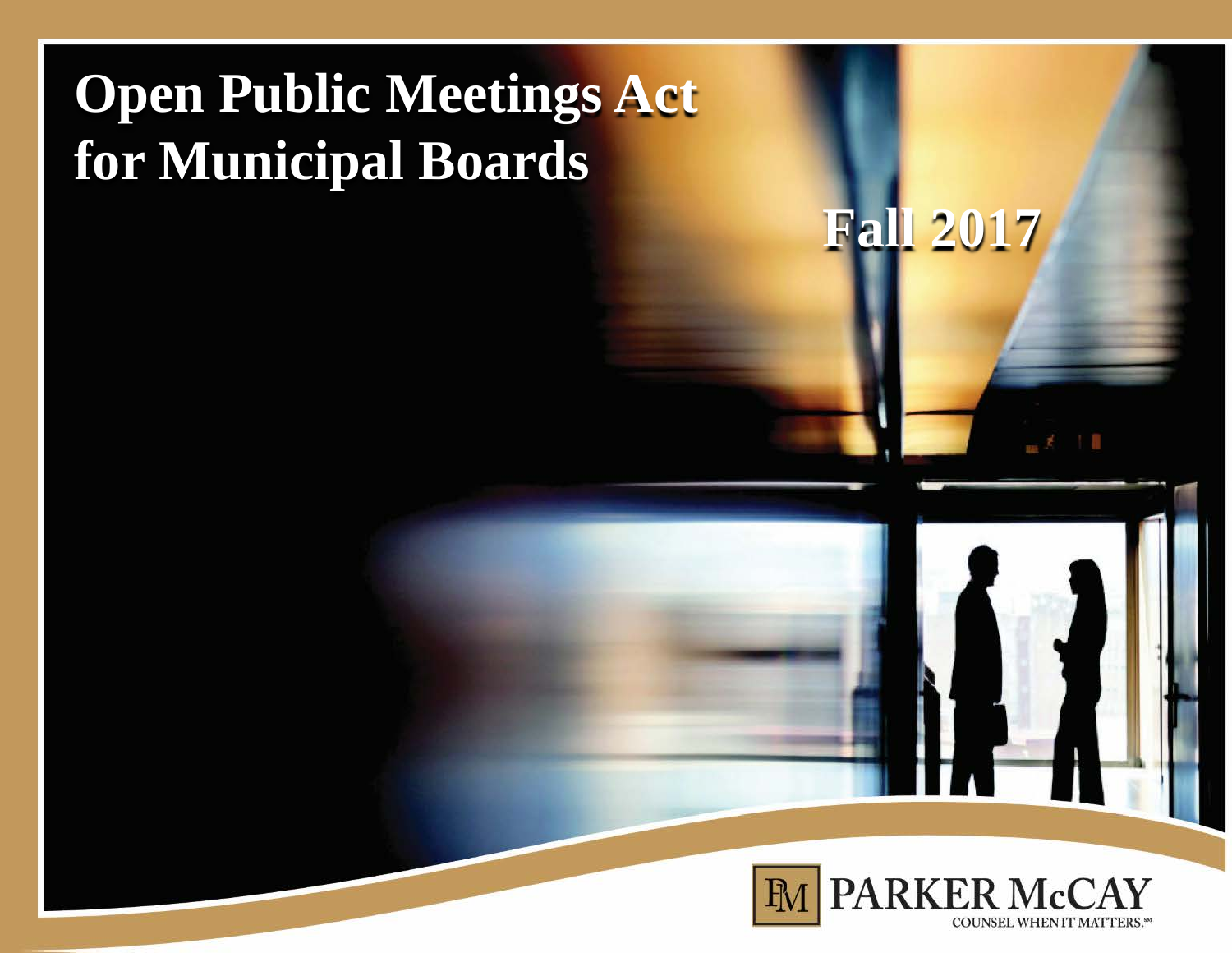# Open Public Meetings Act for Municipal Boards

Fall 2017

PARKER McCAY

COUNSEL WHEN IT MATTERS.SM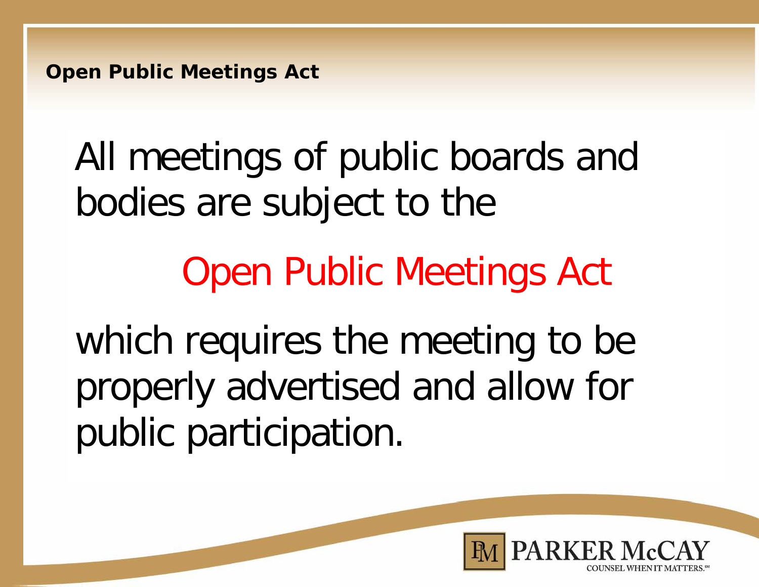## Open Public Meetings Act

All meetings of public boards and bodies are subject to the

Open Public Meetings Act

which requires the meeting to be properly advertised and allow for public participation.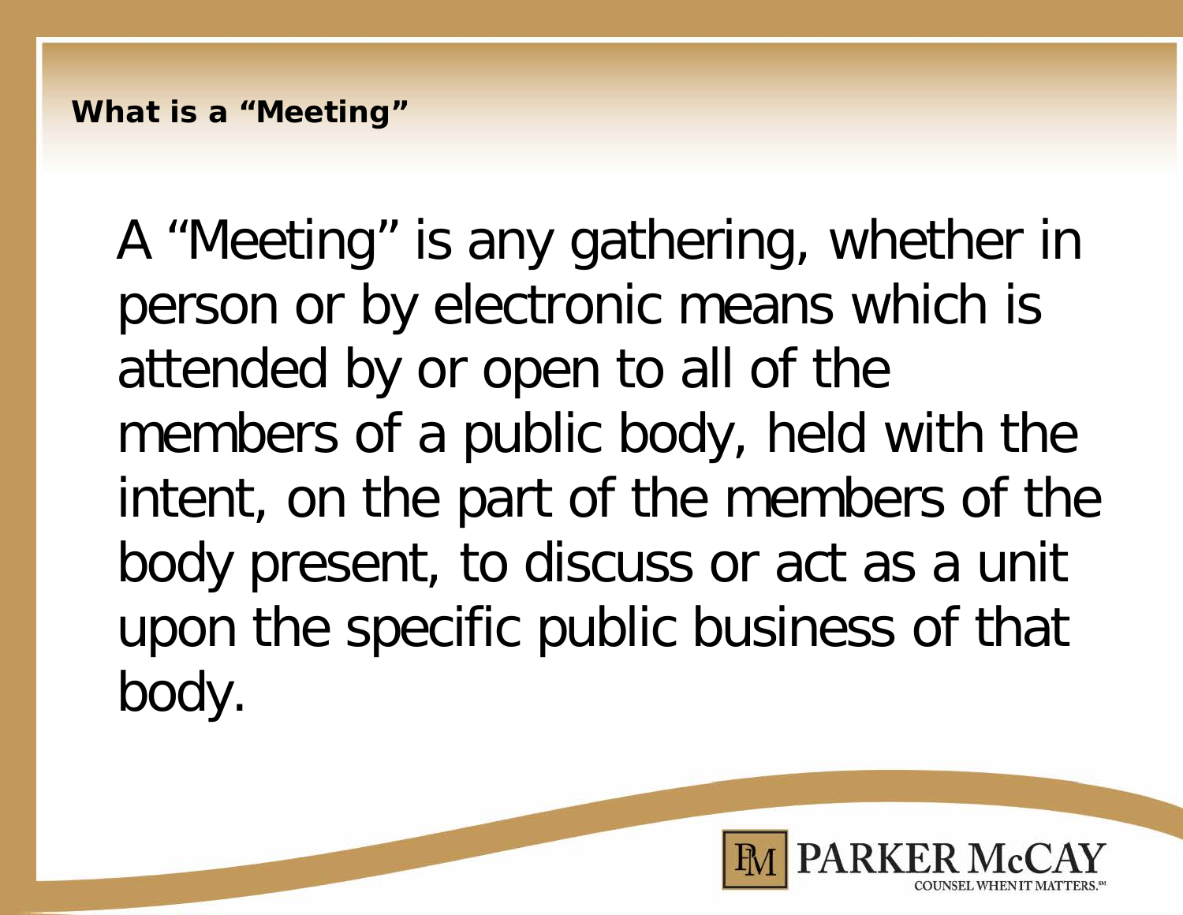## What is a "Meeting"

A "Meeting" is any gathering, whether in person or by electronic means which is attended by or open to all of the members of a public body, held with the intent, on the part of the members of the body present, to discuss or act as a unit upon the specific public business of that body.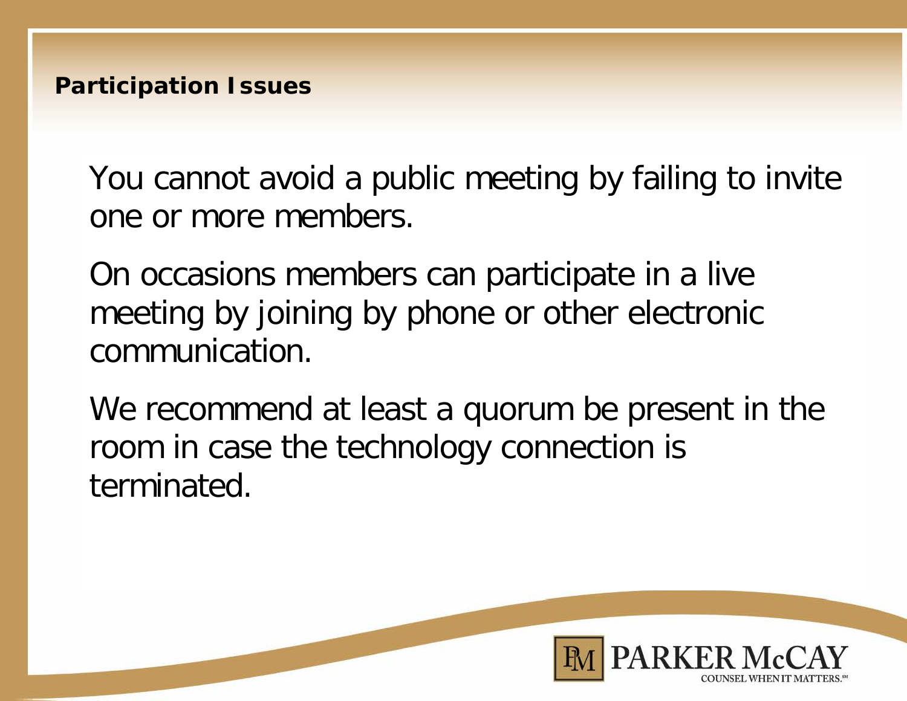## Participation Issues

You cannot avoid a public meeting by failing to invite one or more members.

On occasions members can participate in a live meeting by joining by phone or other electronic communication.

We recommend at least a quorum be present in the room in case the technology connection is terminated.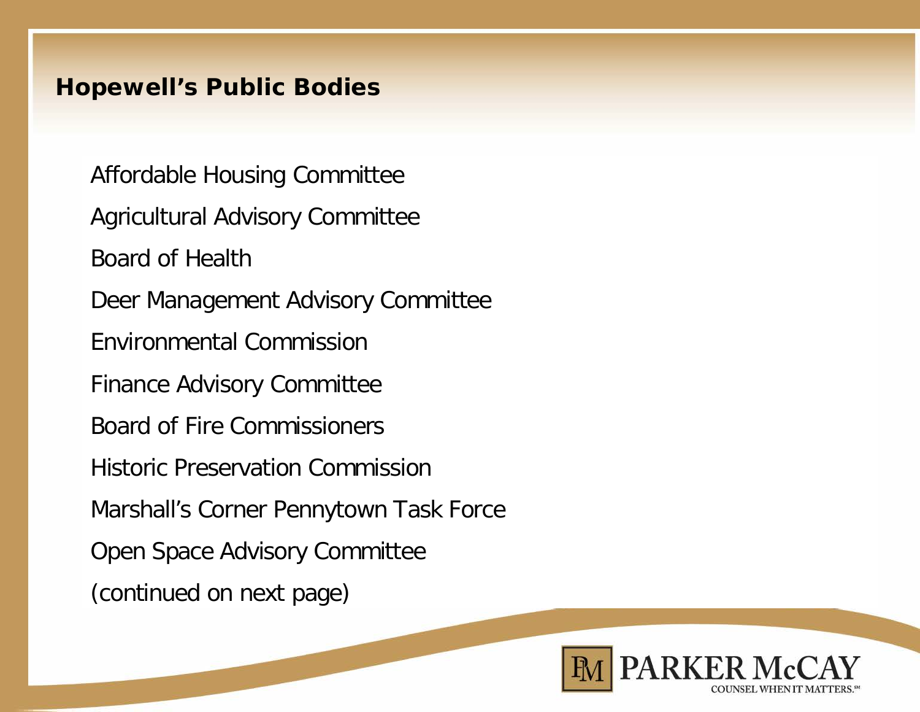## Hopewell's Public Bodies

Affordable Housing Committee

Agricultural Advisory Committee

Board of Health

Deer Management Advisory Committee

Environmental Commission

Finance Advisory Committee

Board of Fire Commissioners

Historic Preservation Commission

Marshall's Corner Pennytown Task Force

Open Space Advisory Committee

(continued on next page)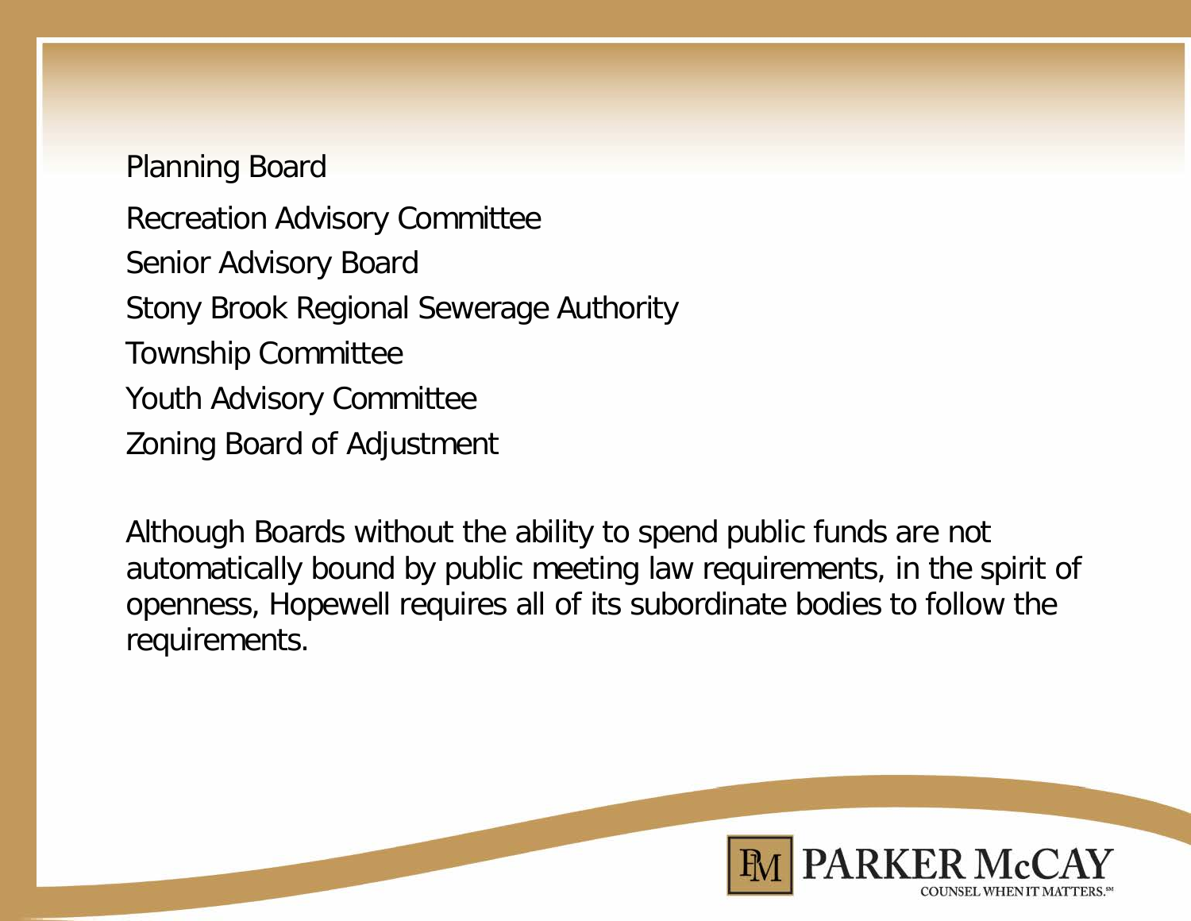Planning Board

Recreation Advisory Committee

Senior Advisory Board

Stony Brook Regional Sewerage Authority

Township Committee

Youth Advisory Committee

Zoning Board of Adjustment

Although Boards without the ability to spend public funds are not automatically bound by public meeting law requirements, in the spirit of openness, Hopewell requires all of its subordinate bodies to follow the requirements.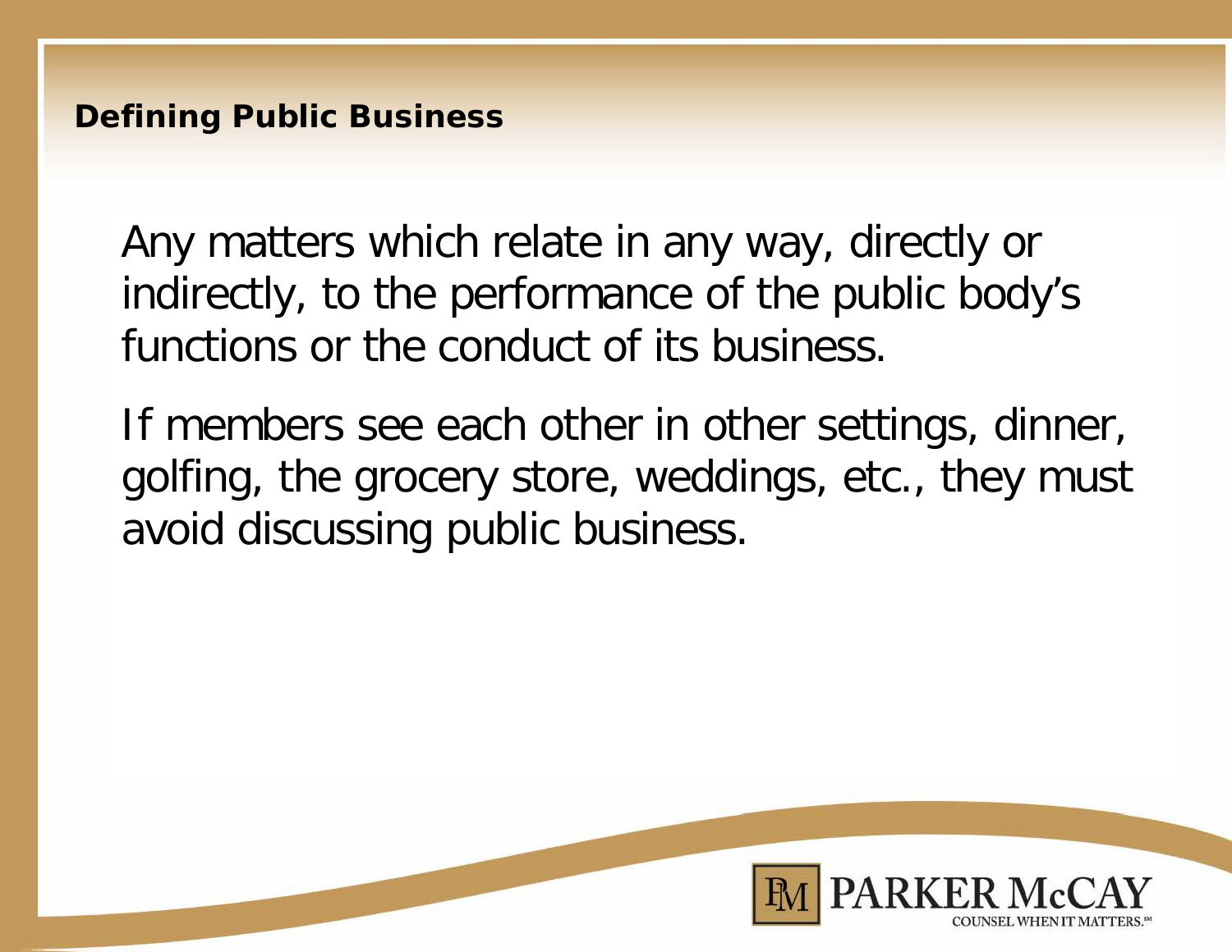## Defining Public Business

Any matters which relate in any way, directly or indirectly, to the performance of the public body's functions or the conduct of its business.

If members see each other in other settings, dinner, golfing, the grocery store, weddings, etc., they must avoid discussing public business.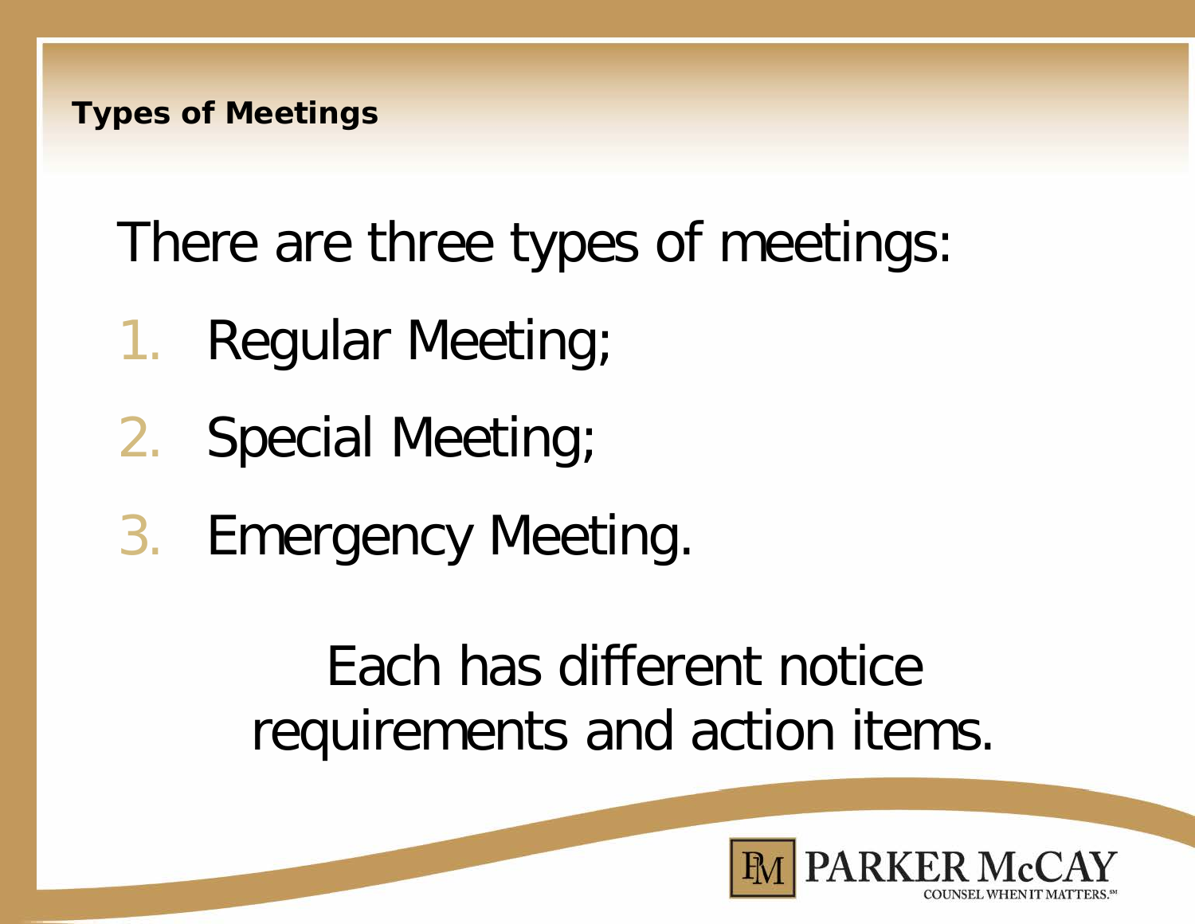## Types of Meetings

There are three types of meetings:

1. Regular Meeting;
2. Special Meeting;
3. Emergency Meeting.

Each has different notice requirements and action items.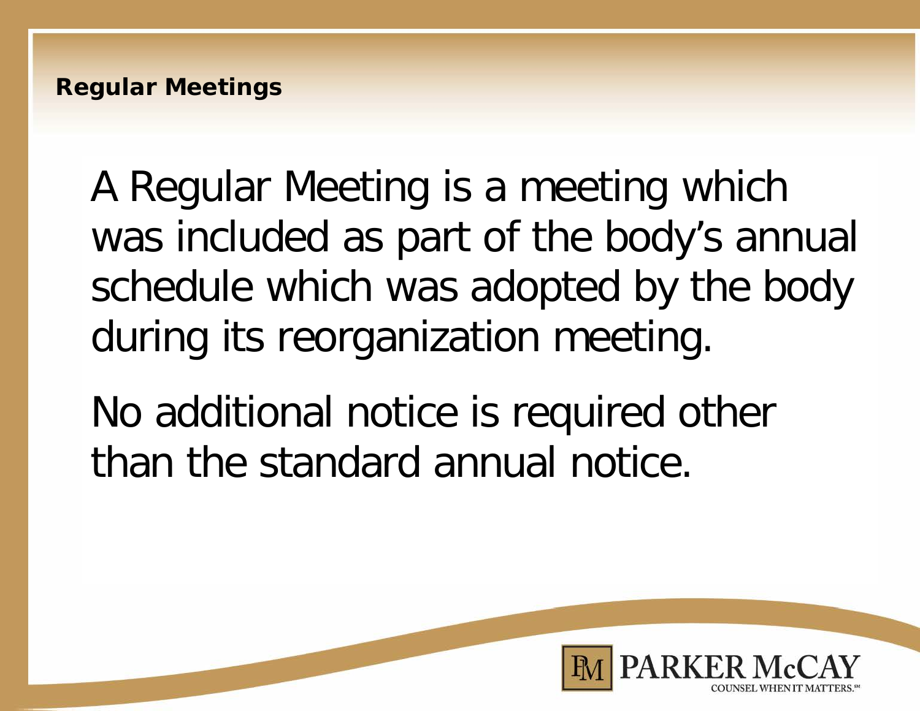## Regular Meetings

A Regular Meeting is a meeting which was included as part of the body's annual schedule which was adopted by the body during its reorganization meeting.

No additional notice is required other than the standard annual notice.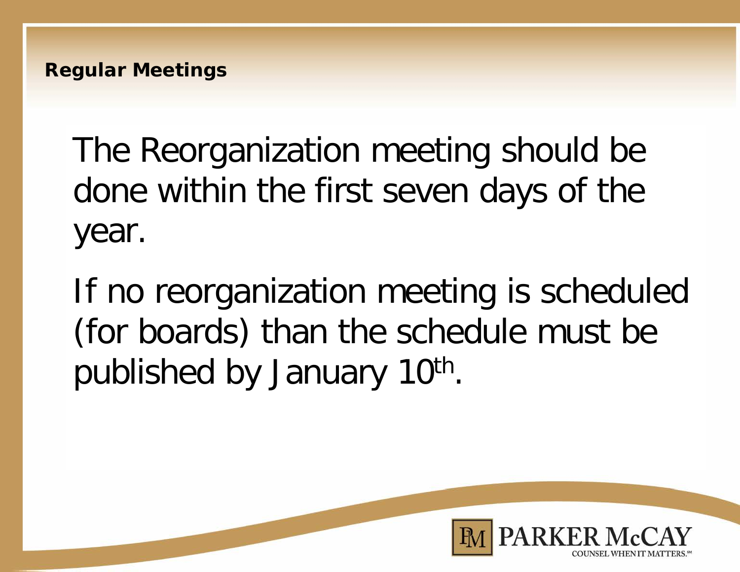## Regular Meetings

The Reorganization meeting should be done within the first seven days of the year.

If no reorganization meeting is scheduled (for boards) than the schedule must be published by January 10th.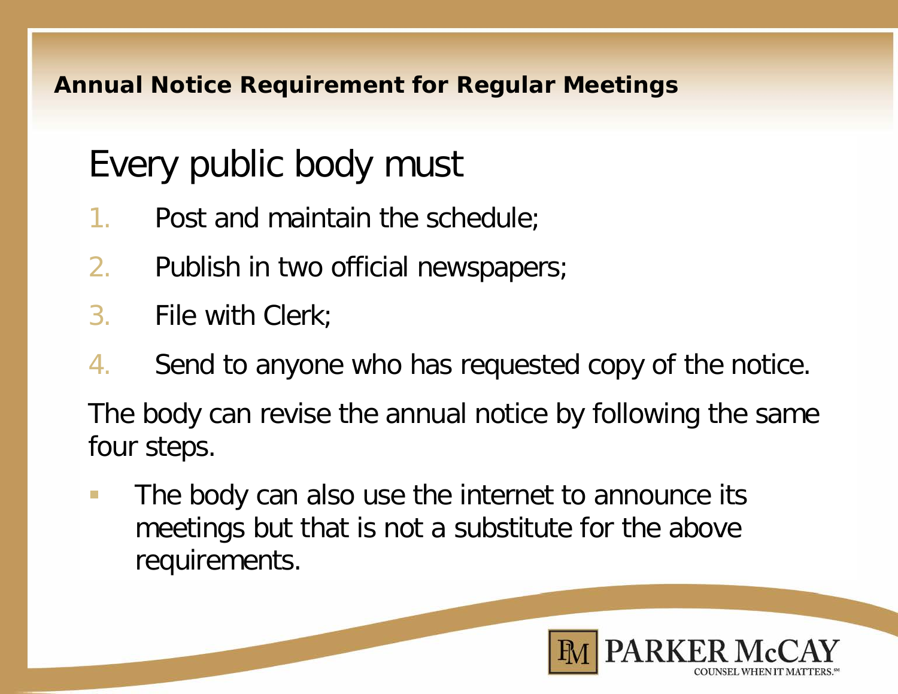## Annual Notice Requirement for Regular Meetings

Every public body must

1. Post and maintain the schedule;
2. Publish in two official newspapers;
3. File with Clerk;
4. Send to anyone who has requested copy of the notice.

The body can revise the annual notice by following the same four steps.

- The body can also use the internet to announce its meetings but that is not a substitute for the above requirements.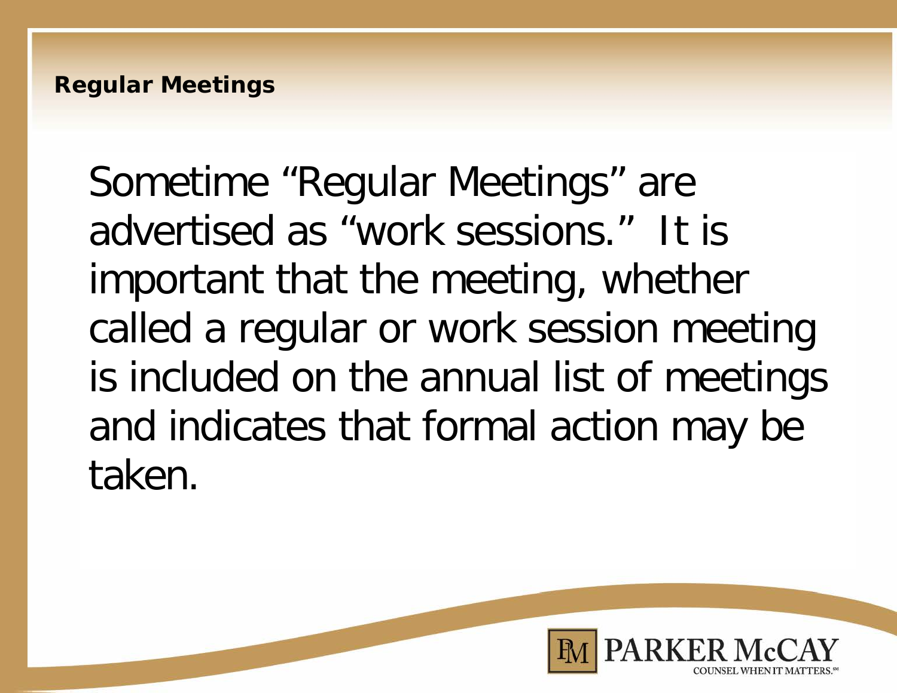## Regular Meetings

Sometime “Regular Meetings” are advertised as “work sessions.” It is important that the meeting, whether called a regular or work session meeting is included on the annual list of meetings and indicates that formal action may be taken.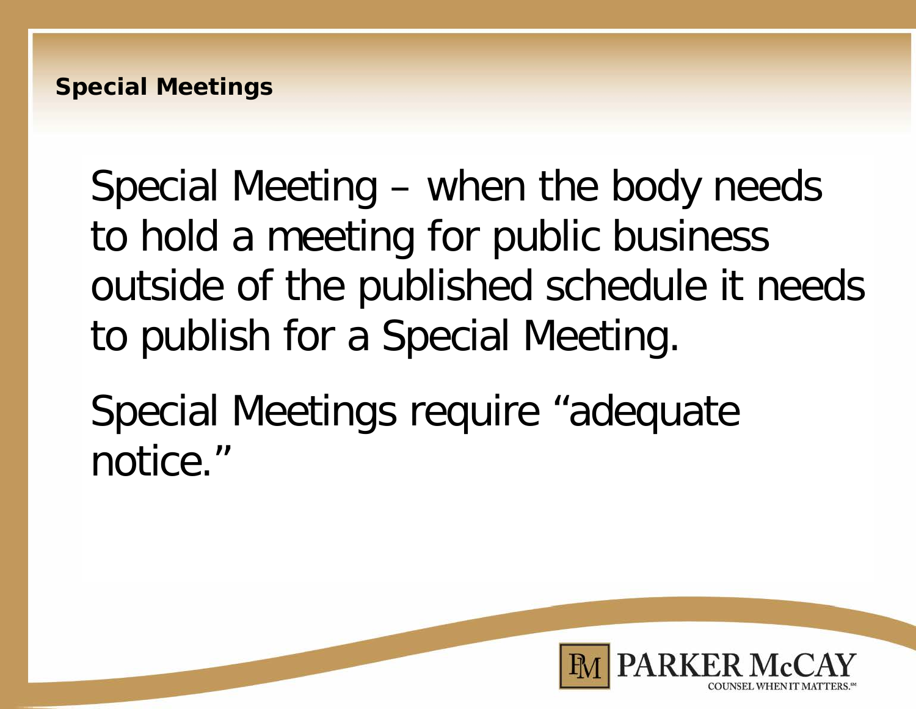## Special Meetings

Special Meeting – when the body needs to hold a meeting for public business outside of the published schedule it needs to publish for a Special Meeting.

Special Meetings require "adequate notice."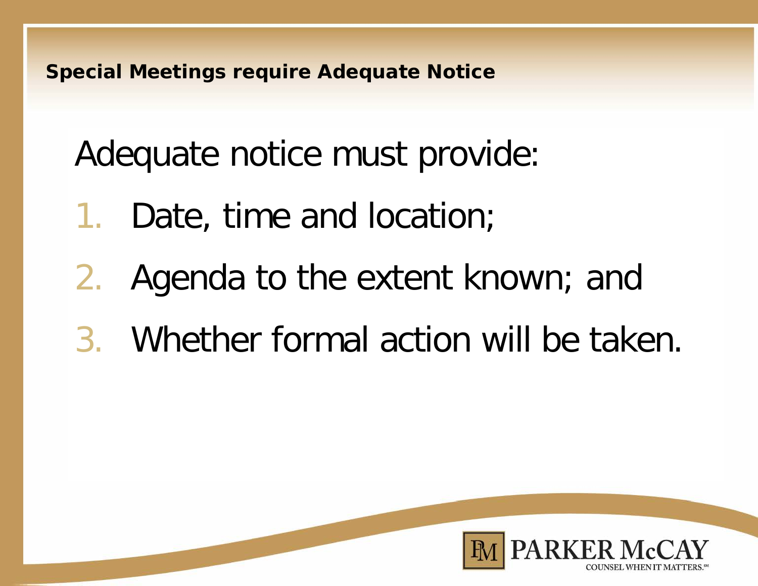## Special Meetings require Adequate Notice

Adequate notice must provide:

1. Date, time and location;
2. Agenda to the extent known; and
3. Whether formal action will be taken.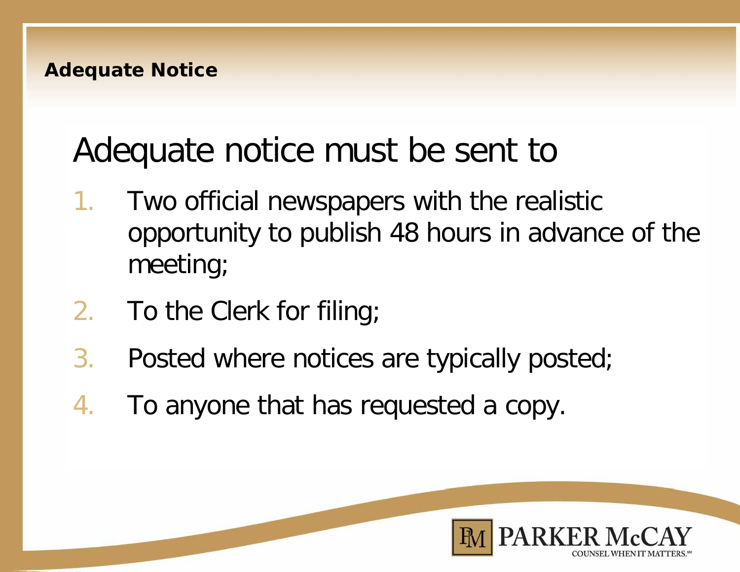## Adequate Notice

Adequate notice must be sent to

1. Two official newspapers with the realistic opportunity to publish 48 hours in advance of the meeting;
2. To the Clerk for filing;
3. Posted where notices are typically posted;
4. To anyone that has requested a copy.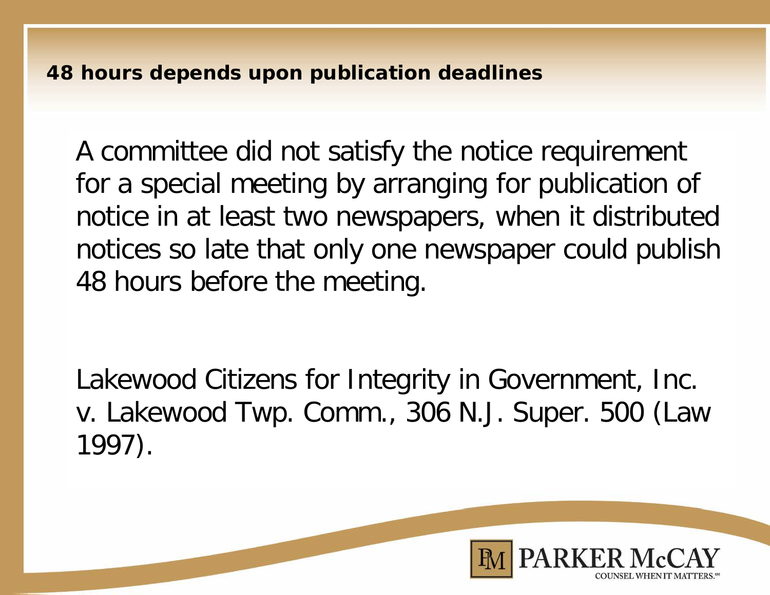## 48 hours depends upon publication deadlines

A committee did not satisfy the notice requirement for a special meeting by arranging for publication of notice in at least two newspapers, when it distributed notices so late that only one newspaper could publish 48 hours before the meeting.

Lakewood Citizens for Integrity in Government, Inc. v. Lakewood Twp. Comm., 306 N.J. Super. 500 (Law 1997).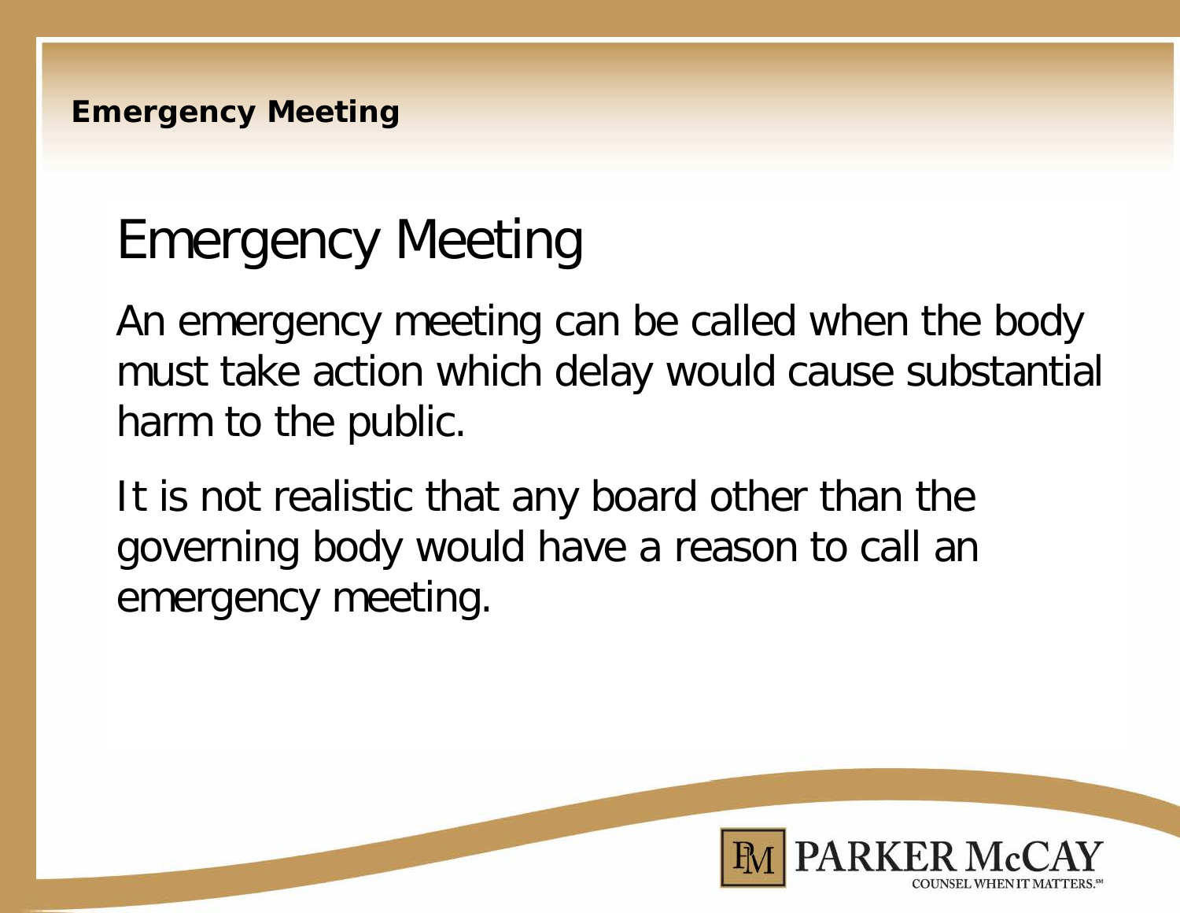## Emergency Meeting

# Emergency Meeting

An emergency meeting can be called when the body must take action which delay would cause substantial harm to the public.

It is not realistic that any board other than the governing body would have a reason to call an emergency meeting.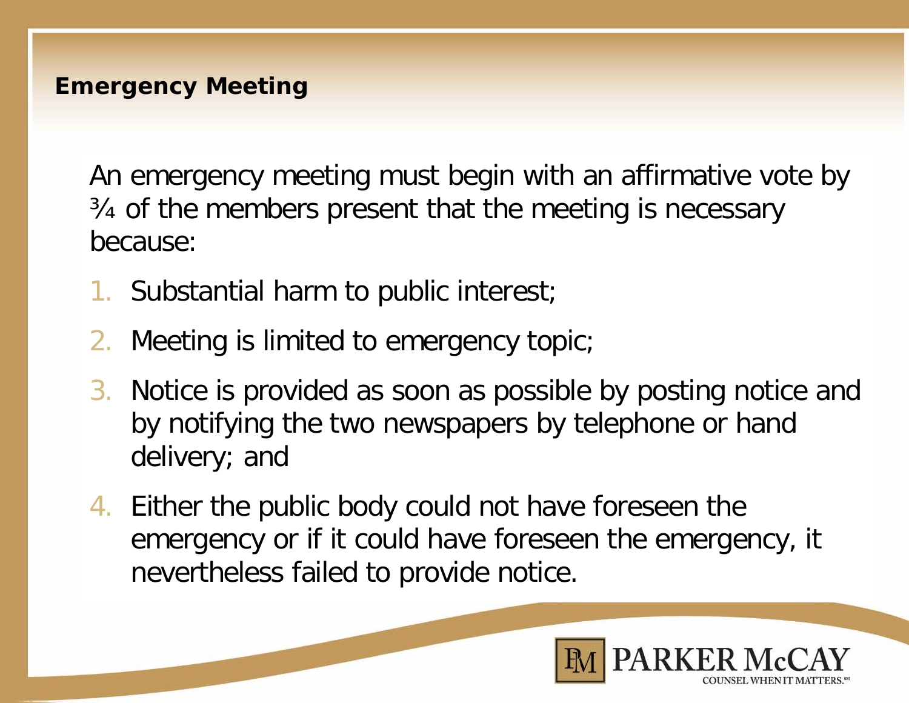## Emergency Meeting

An emergency meeting must begin with an affirmative vote by ¾ of the members present that the meeting is necessary because:

1. Substantial harm to public interest;
2. Meeting is limited to emergency topic;
3. Notice is provided as soon as possible by posting notice and by notifying the two newspapers by telephone or hand delivery; and
4. Either the public body could not have foreseen the emergency or if it could have foreseen the emergency, it nevertheless failed to provide notice.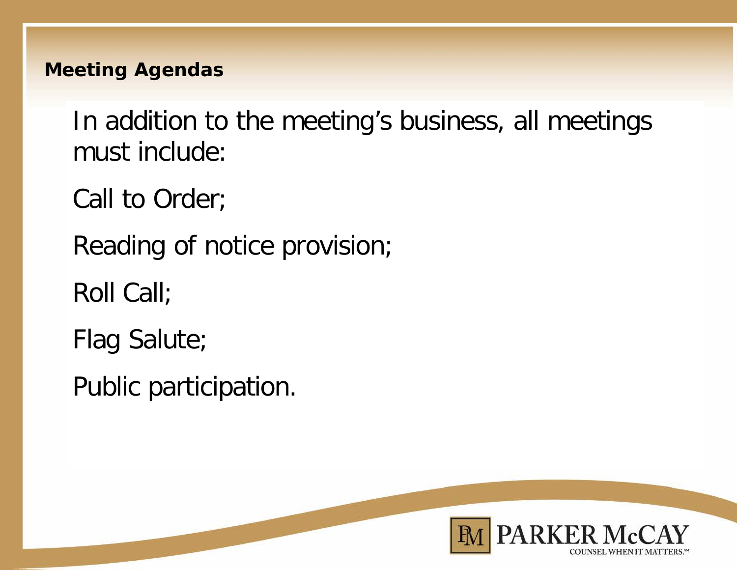## Meeting Agendas

In addition to the meeting's business, all meetings must include:

Call to Order;

Reading of notice provision;

Roll Call;

Flag Salute;

Public participation.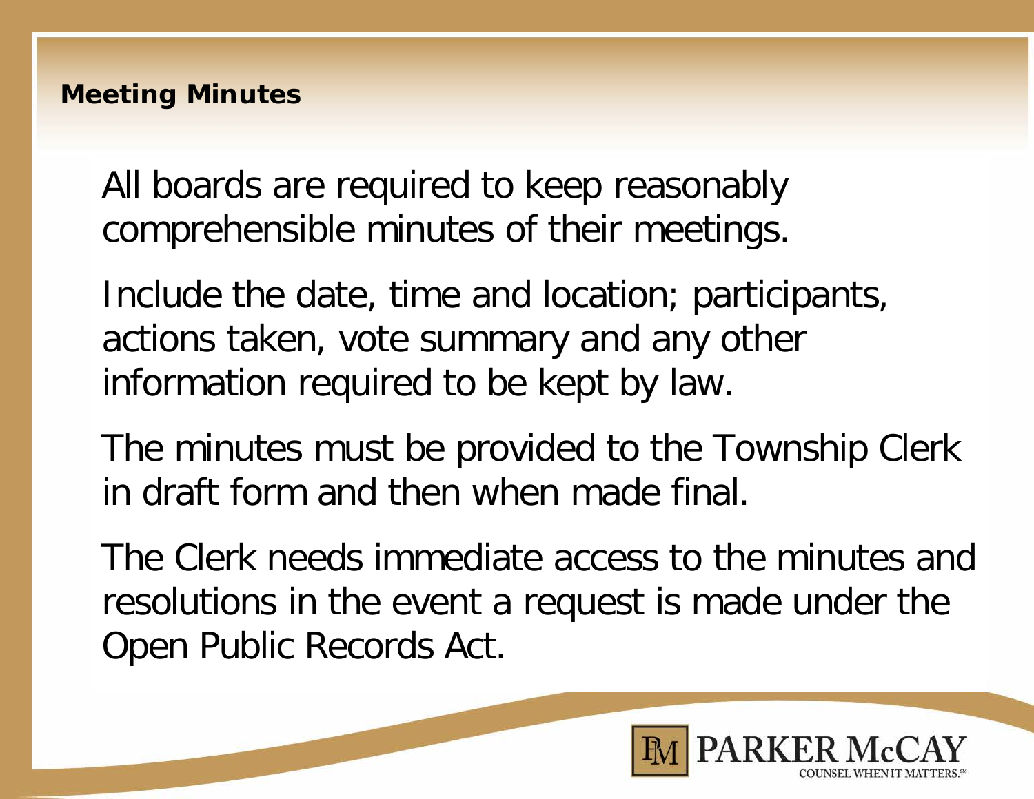## Meeting Minutes

All boards are required to keep reasonably comprehensible minutes of their meetings.

Include the date, time and location; participants, actions taken, vote summary and any other information required to be kept by law.

The minutes must be provided to the Township Clerk in draft form and then when made final.

The Clerk needs immediate access to the minutes and resolutions in the event a request is made under the Open Public Records Act.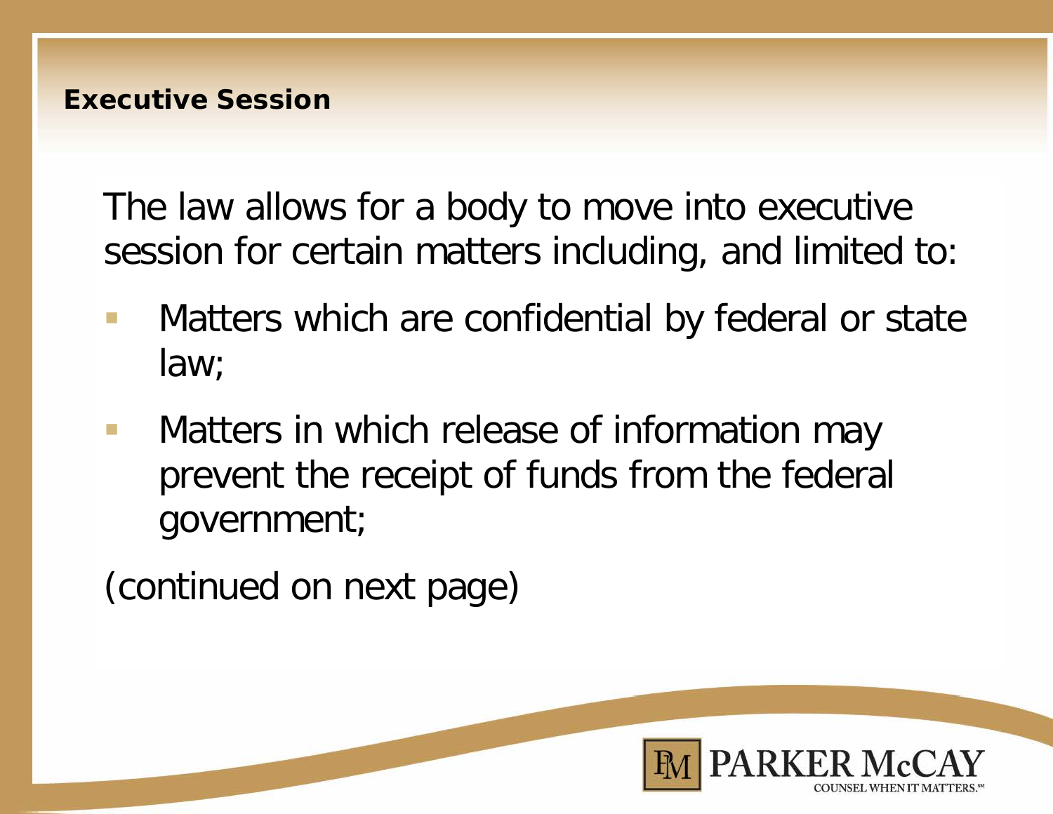## Executive Session

The law allows for a body to move into executive session for certain matters including, and limited to:

- Matters which are confidential by federal or state law;
- Matters in which release of information may prevent the receipt of funds from the federal government;

(continued on next page)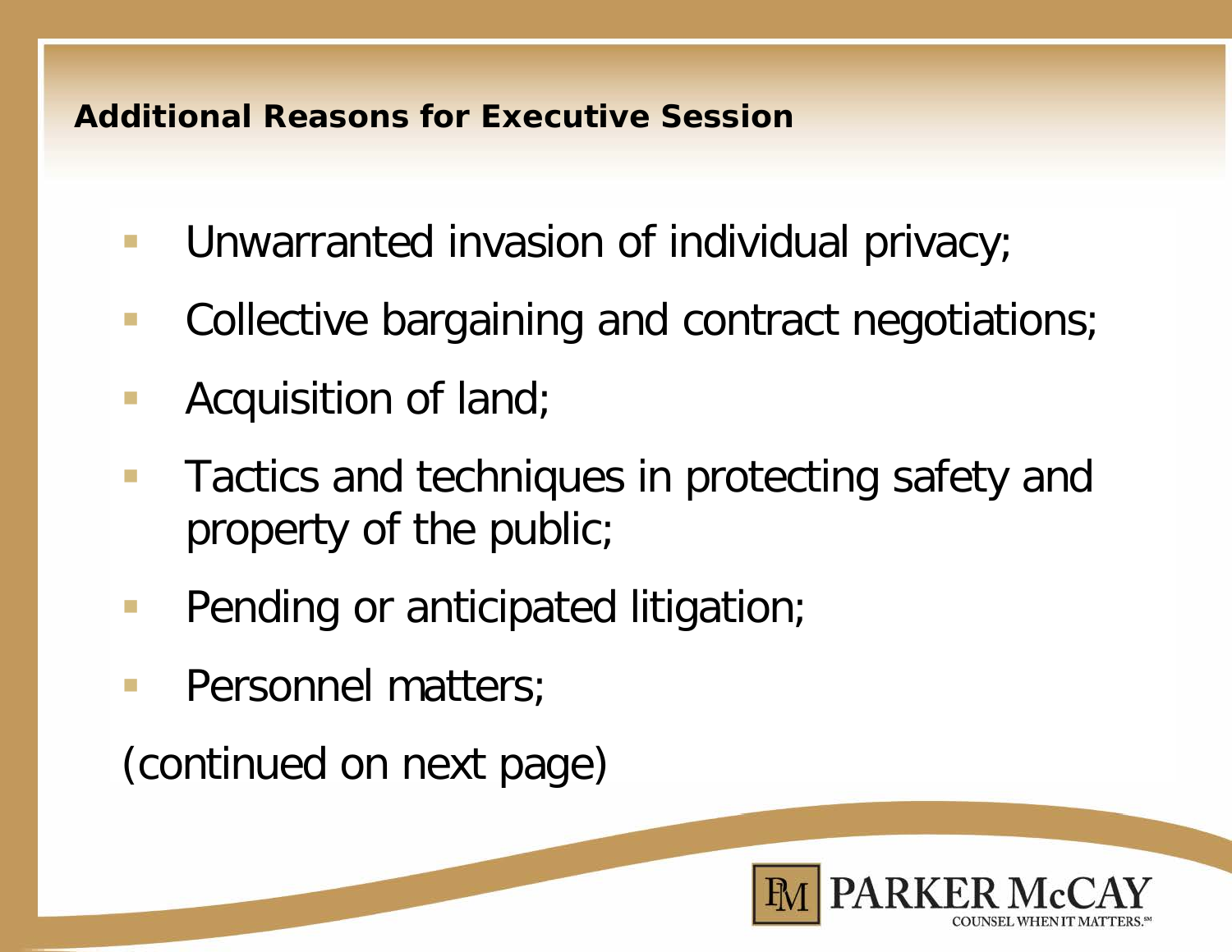## Additional Reasons for Executive Session

- Unwarranted invasion of individual privacy;
- Collective bargaining and contract negotiations;
- Acquisition of land;
- Tactics and techniques in protecting safety and property of the public;
- Pending or anticipated litigation;
- Personnel matters;

(continued on next page)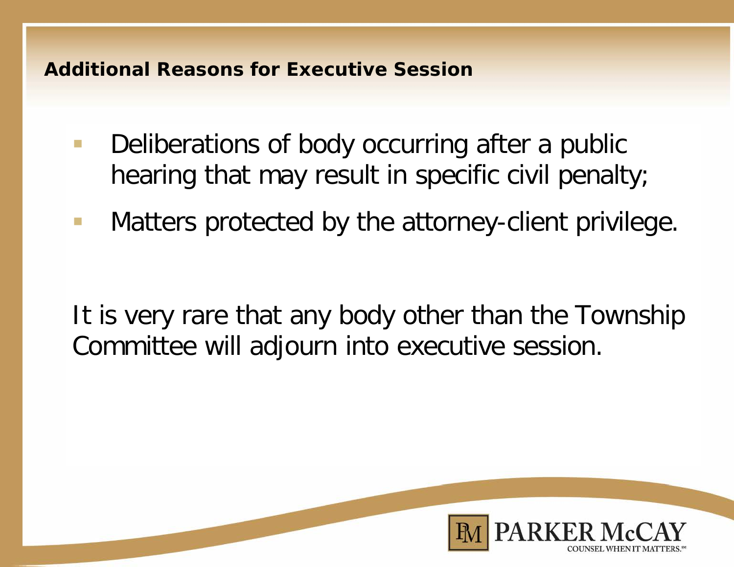## Additional Reasons for Executive Session

- Deliberations of body occurring after a public hearing that may result in specific civil penalty;
- Matters protected by the attorney-client privilege.

It is very rare that any body other than the Township Committee will adjourn into executive session.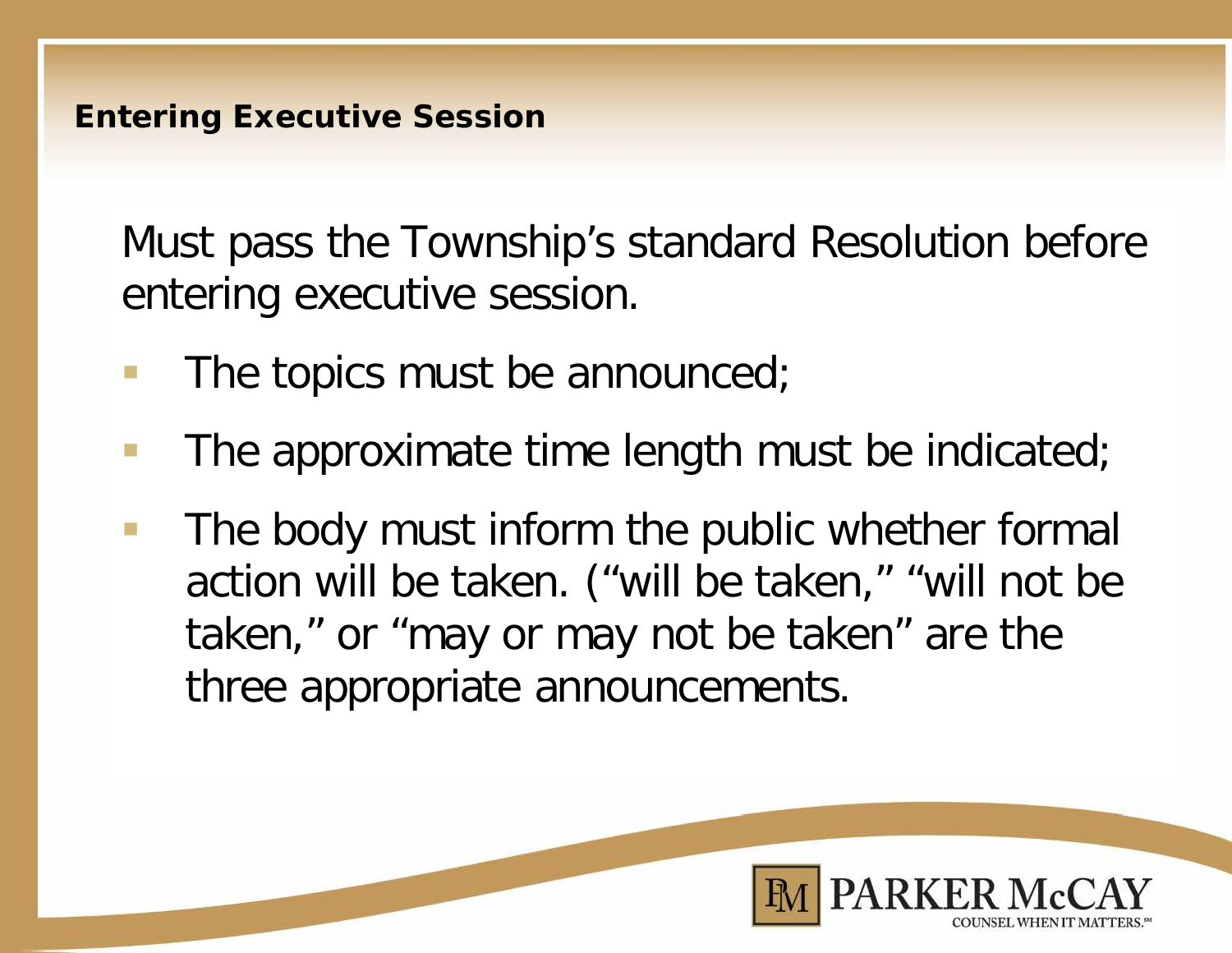## Entering Executive Session

Must pass the Township's standard Resolution before entering executive session.

- The topics must be announced;
- The approximate time length must be indicated;
- The body must inform the public whether formal action will be taken. ("will be taken," "will not be taken," or "may or may not be taken" are the three appropriate announcements.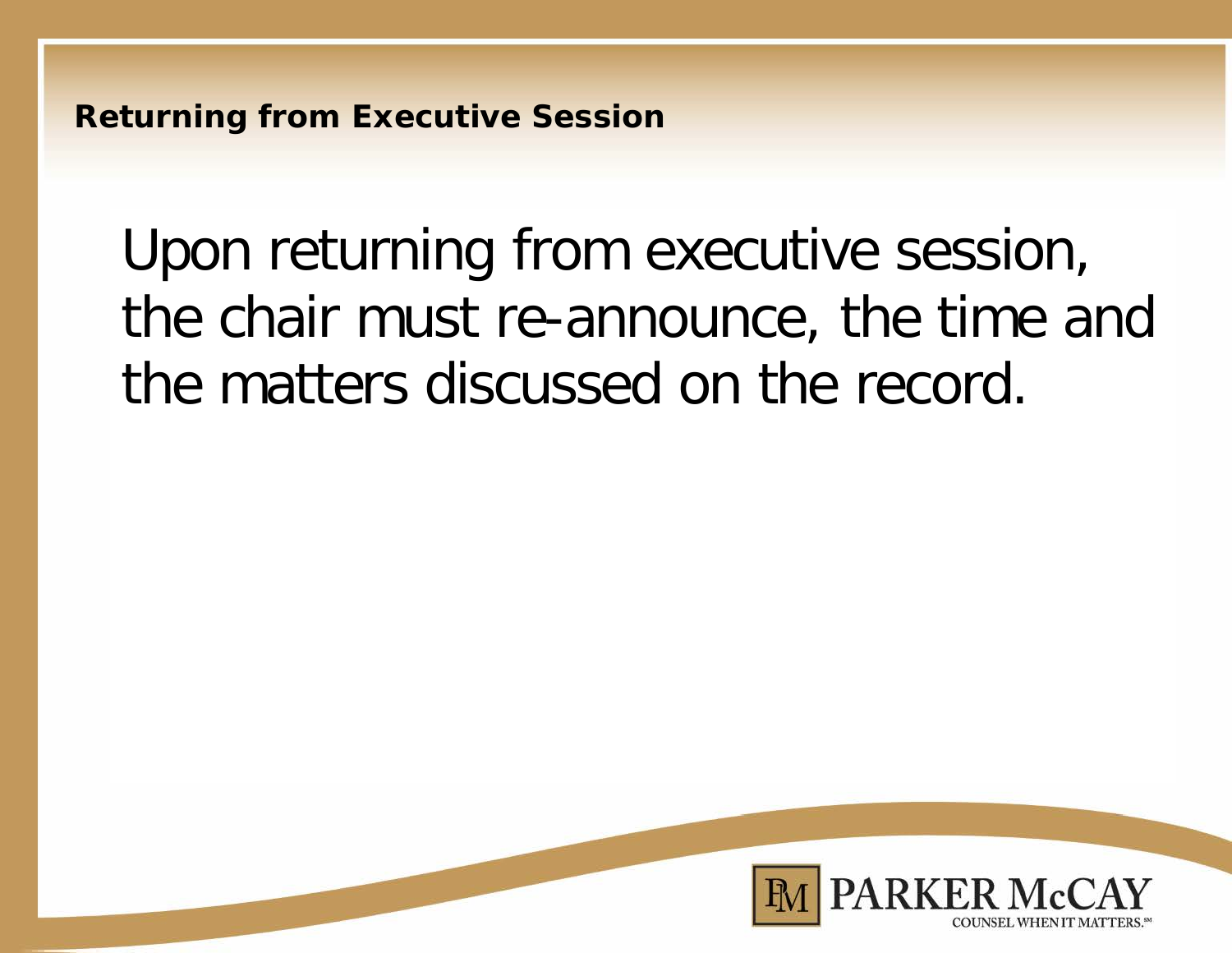## Returning from Executive Session

Upon returning from executive session, the chair must re-announce, the time and the matters discussed on the record.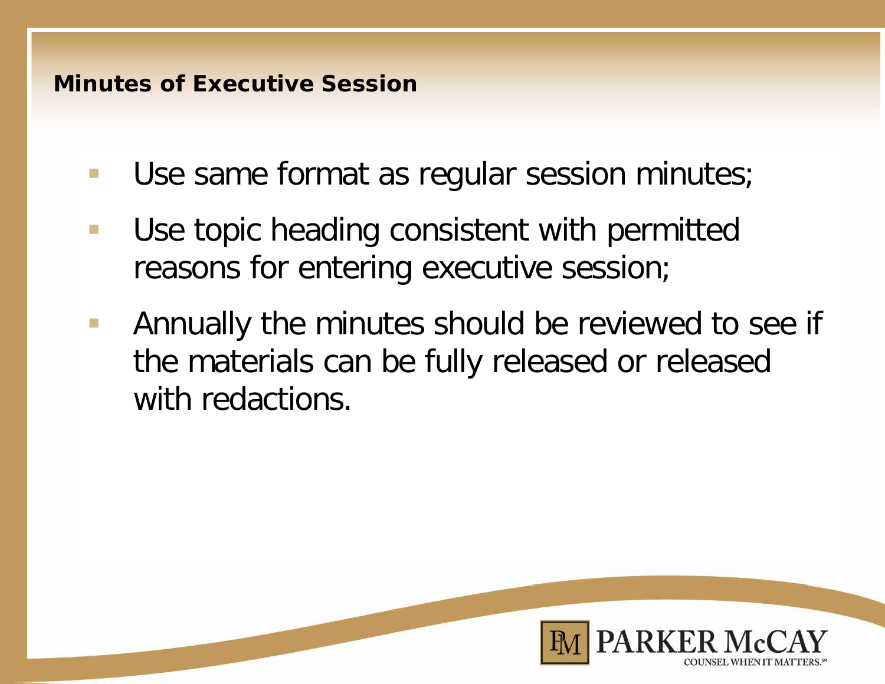## Minutes of Executive Session

- Use same format as regular session minutes;
- Use topic heading consistent with permitted reasons for entering executive session;
- Annually the minutes should be reviewed to see if the materials can be fully released or released with redactions.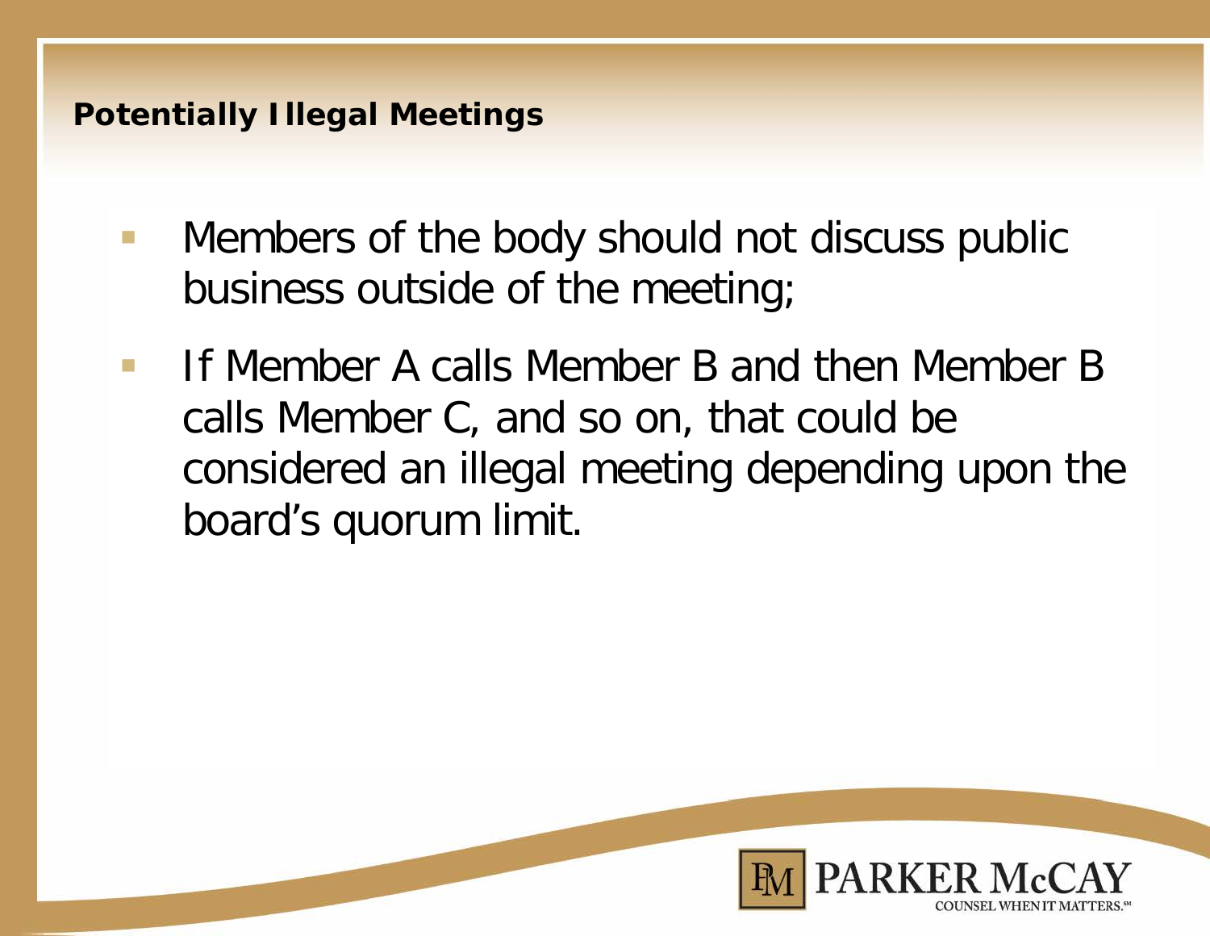## Potentially Illegal Meetings

- Members of the body should not discuss public business outside of the meeting;
- If Member A calls Member B and then Member B calls Member C, and so on, that could be considered an illegal meeting depending upon the board's quorum limit.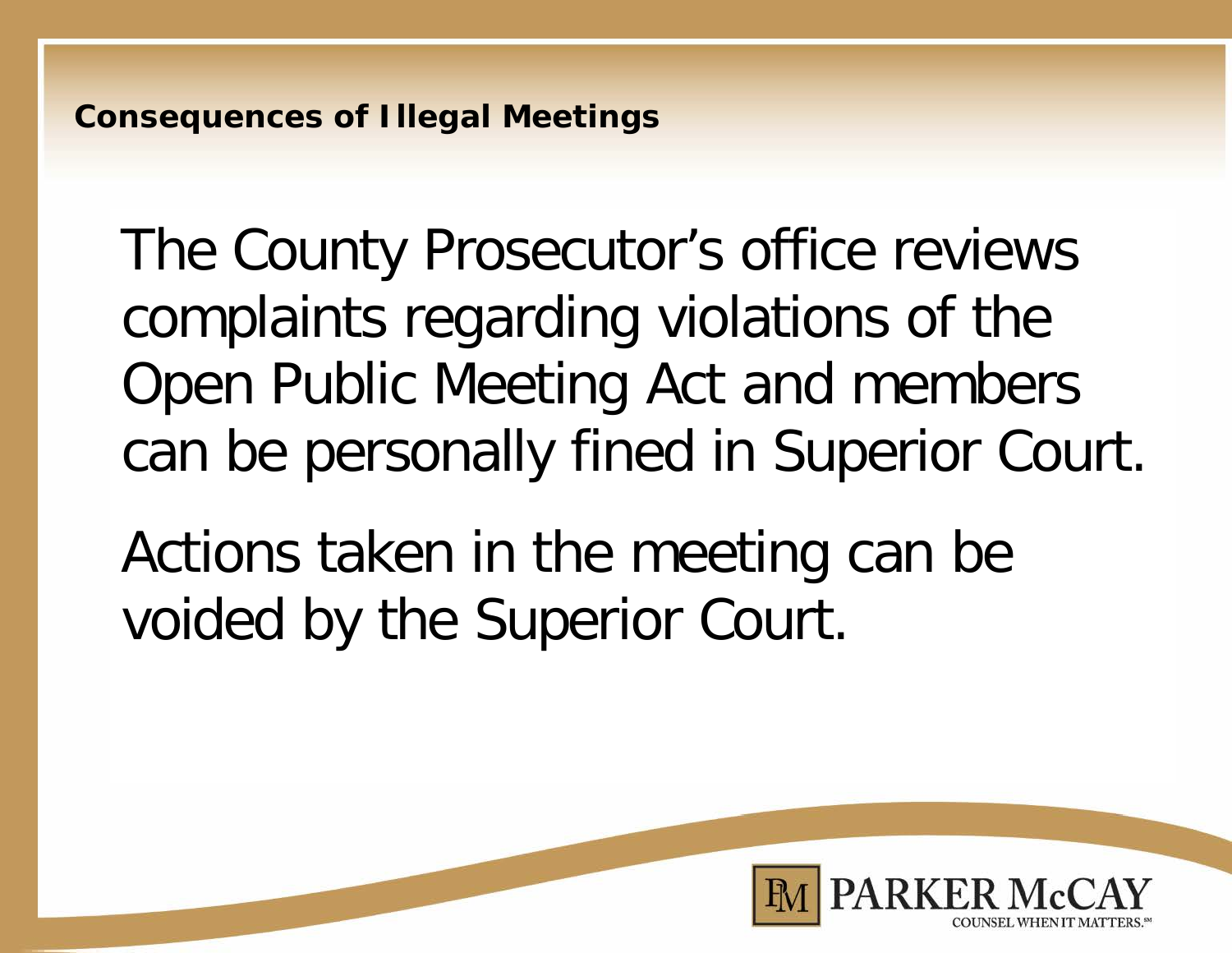## Consequences of Illegal Meetings

The County Prosecutor's office reviews complaints regarding violations of the Open Public Meeting Act and members can be personally fined in Superior Court.

Actions taken in the meeting can be voided by the Superior Court.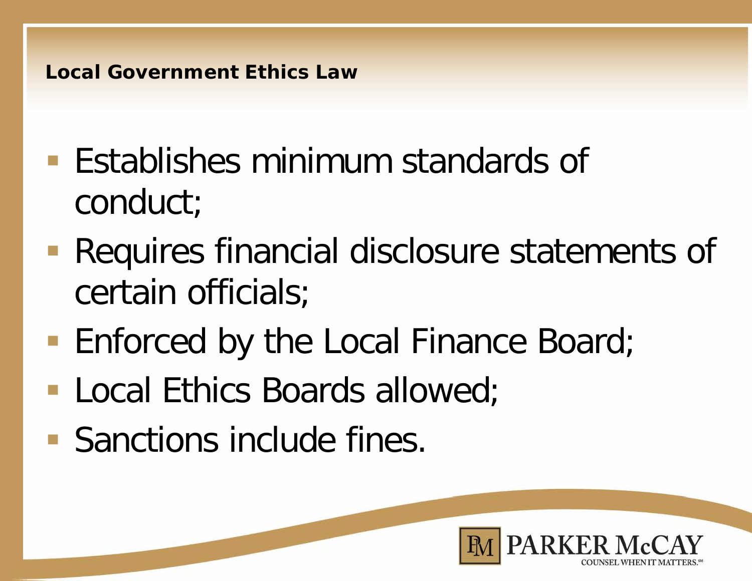## Local Government Ethics Law

- Establishes minimum standards of conduct;
- Requires financial disclosure statements of certain officials;
- Enforced by the Local Finance Board;
- Local Ethics Boards allowed;
- Sanctions include fines.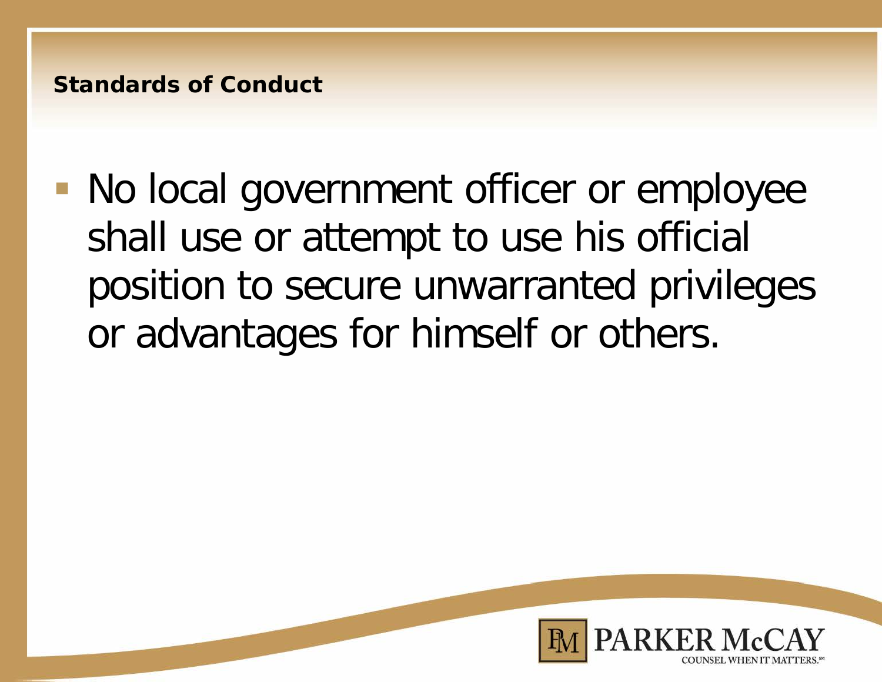## Standards of Conduct

- No local government officer or employee shall use or attempt to use his official position to secure unwarranted privileges or advantages for himself or others.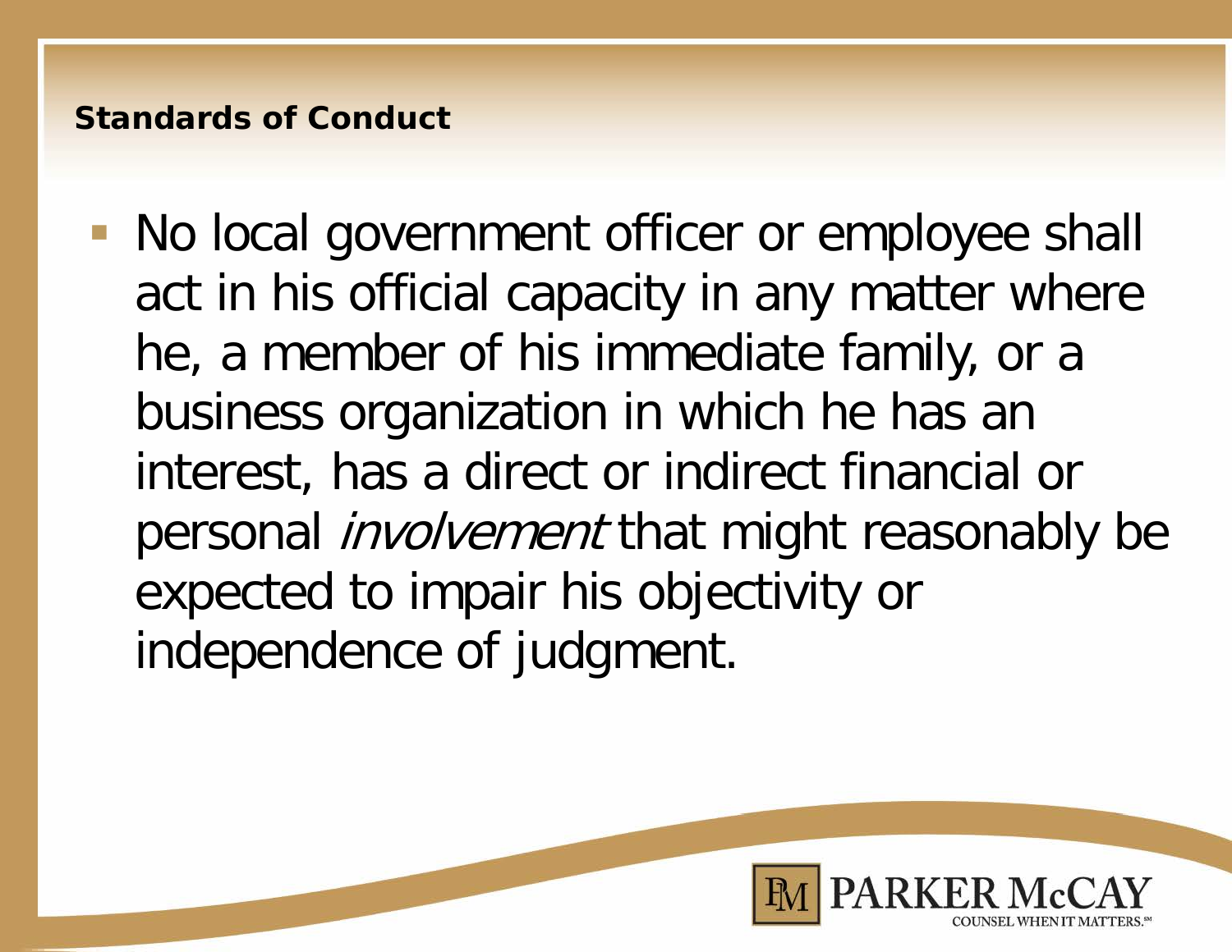## Standards of Conduct

- No local government officer or employee shall act in his official capacity in any matter where he, a member of his immediate family, or a business organization in which he has an interest, has a direct or indirect financial or personal *involvement* that might reasonably be expected to impair his objectivity or independence of judgment.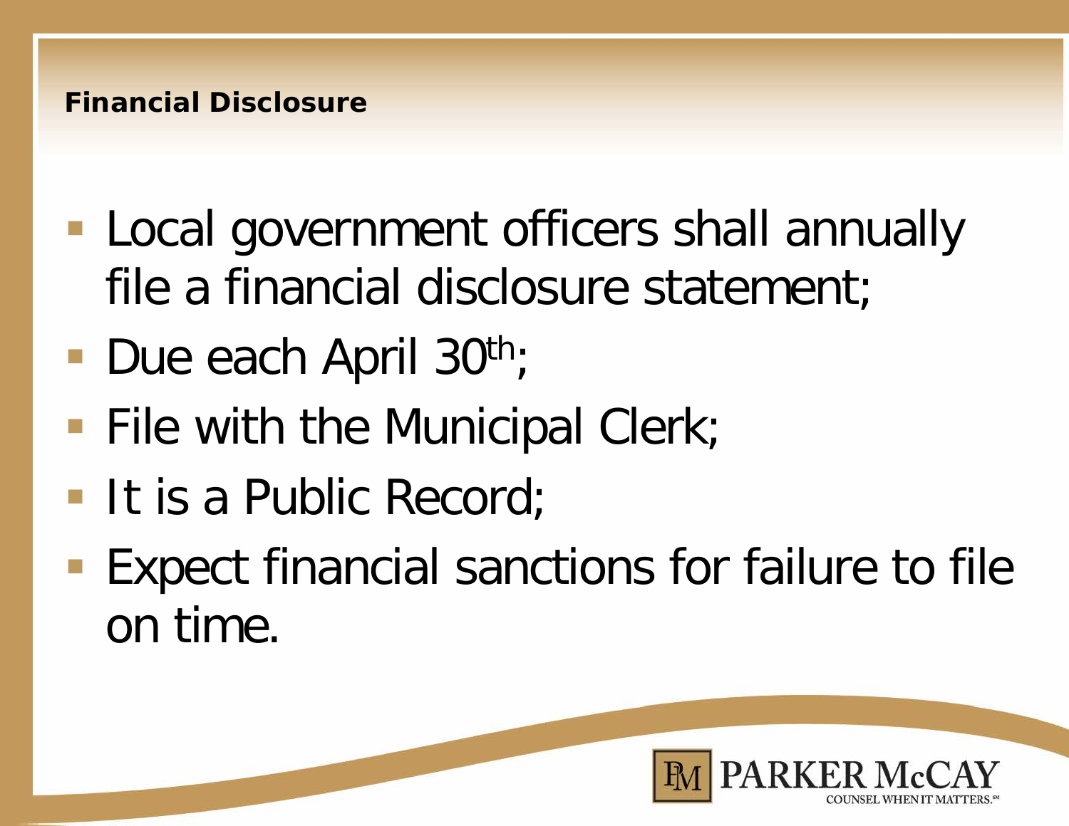## Financial Disclosure

- Local government officers shall annually file a financial disclosure statement;
- Due each April 30th;
- File with the Municipal Clerk;
- It is a Public Record;
- Expect financial sanctions for failure to file on time.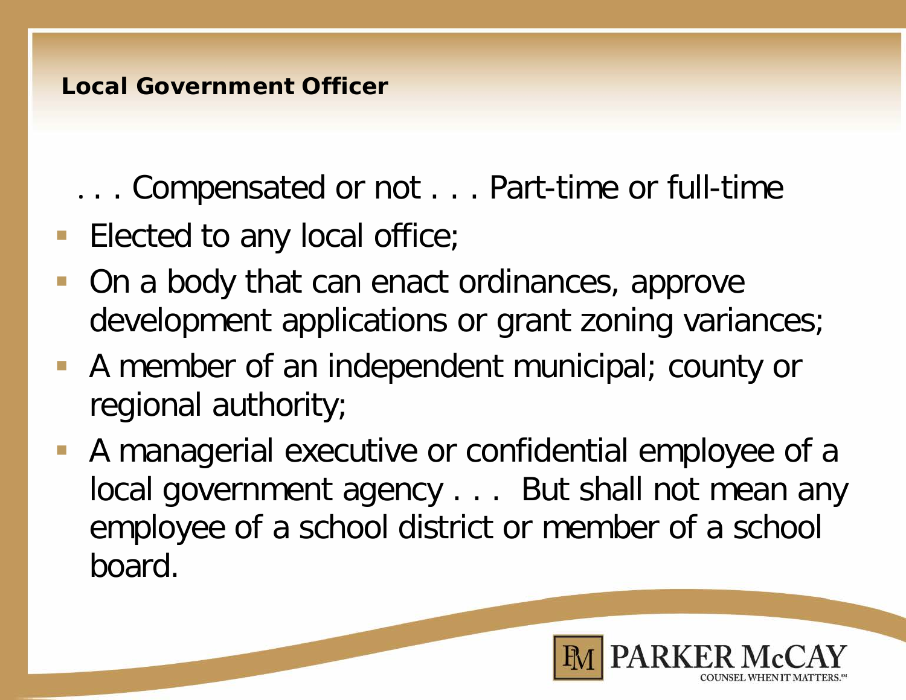## Local Government Officer

. . . Compensated or not . . . Part-time or full-time

- Elected to any local office;
- On a body that can enact ordinances, approve development applications or grant zoning variances;
- A member of an independent municipal; county or regional authority;
- A managerial executive or confidential employee of a local government agency . . . But shall not mean any employee of a school district or member of a school board.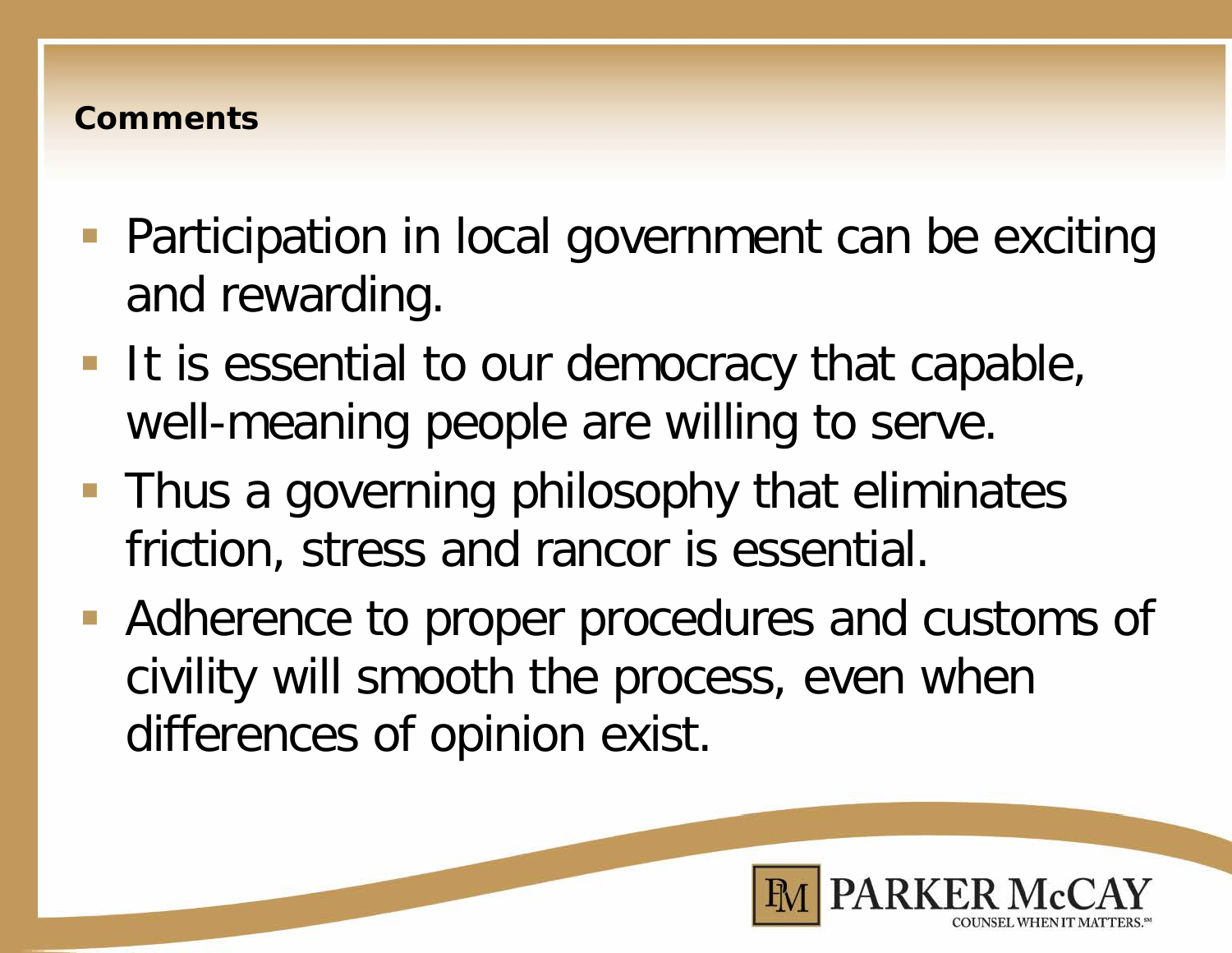## Comments

- Participation in local government can be exciting and rewarding.
- It is essential to our democracy that capable, well-meaning people are willing to serve.
- Thus a governing philosophy that eliminates friction, stress and rancor is essential.
- Adherence to proper procedures and customs of civility will smooth the process, even when differences of opinion exist.

PARKER McCAY

COUNSEL WHEN IT MATTERS.℠